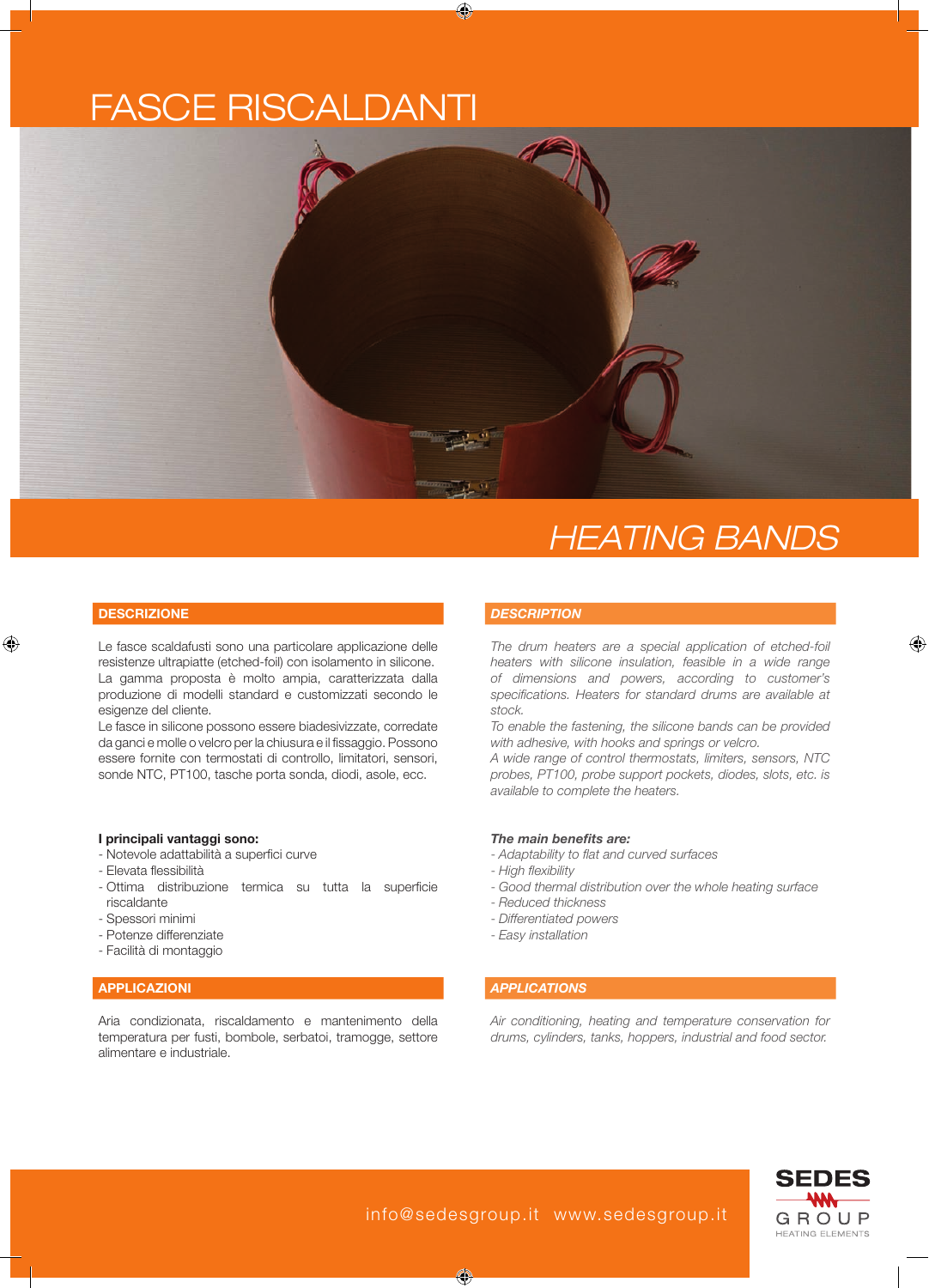# FASCE RISCALDANTI

# HEATING BANDS

## DESCRIZIONE

Le fasce scaldafusti sono una particolare applicazione delle resistenze ultrapiatte (etched-foil) con isolamento in silicone. La gamma proposta è molto ampia, caratterizzata dalla produzione di modelli standard e customizzati secondo le esigenze del cliente.
Le fasce in silicone possono essere biadesivizzate, corredate da ganci e molle o velcro per la chiusura e il fissaggio. Possono essere fornite con termostati di controllo, limitatori, sensori, sonde NTC, PT100, tasche porta sonda, diodi, asole, ecc.

**I principali vantaggi sono:**
- Notevole adattabilità a superfici curve
- Elevata flessibilità
- Ottima distribuzione termica su tutta la superficie riscaldante
- Spessori minimi
- Potenze differenziate
- Facilità di montaggio

## APPLICAZIONI

Aria condizionata, riscaldamento e mantenimento della temperatura per fusti, bombole, serbatoi, tramogge, settore alimentare e industriale.

## *DESCRIPTION*

*The drum heaters are a special application of etched-foil heaters with silicone insulation, feasible in a wide range of dimensions and powers, according to customer's specifications. Heaters for standard drums are available at stock.*
*To enable the fastening, the silicone bands can be provided with adhesive, with hooks and springs or velcro.*
*A wide range of control thermostats, limiters, sensors, NTC probes, PT100, probe support pockets, diodes, slots, etc. is available to complete the heaters.*

***The main benefits are:***
- *Adaptability to flat and curved surfaces*
- *High flexibility*
- *Good thermal distribution over the whole heating surface*
- *Reduced thickness*
- *Differentiated powers*
- *Easy installation*

## *APPLICATIONS*

*Air conditioning, heating and temperature conservation for drums, cylinders, tanks, hoppers, industrial and food sector.*

info@sedesgroup.it www.sedesgroup.it

SEDES GROUP HEATING ELEMENTS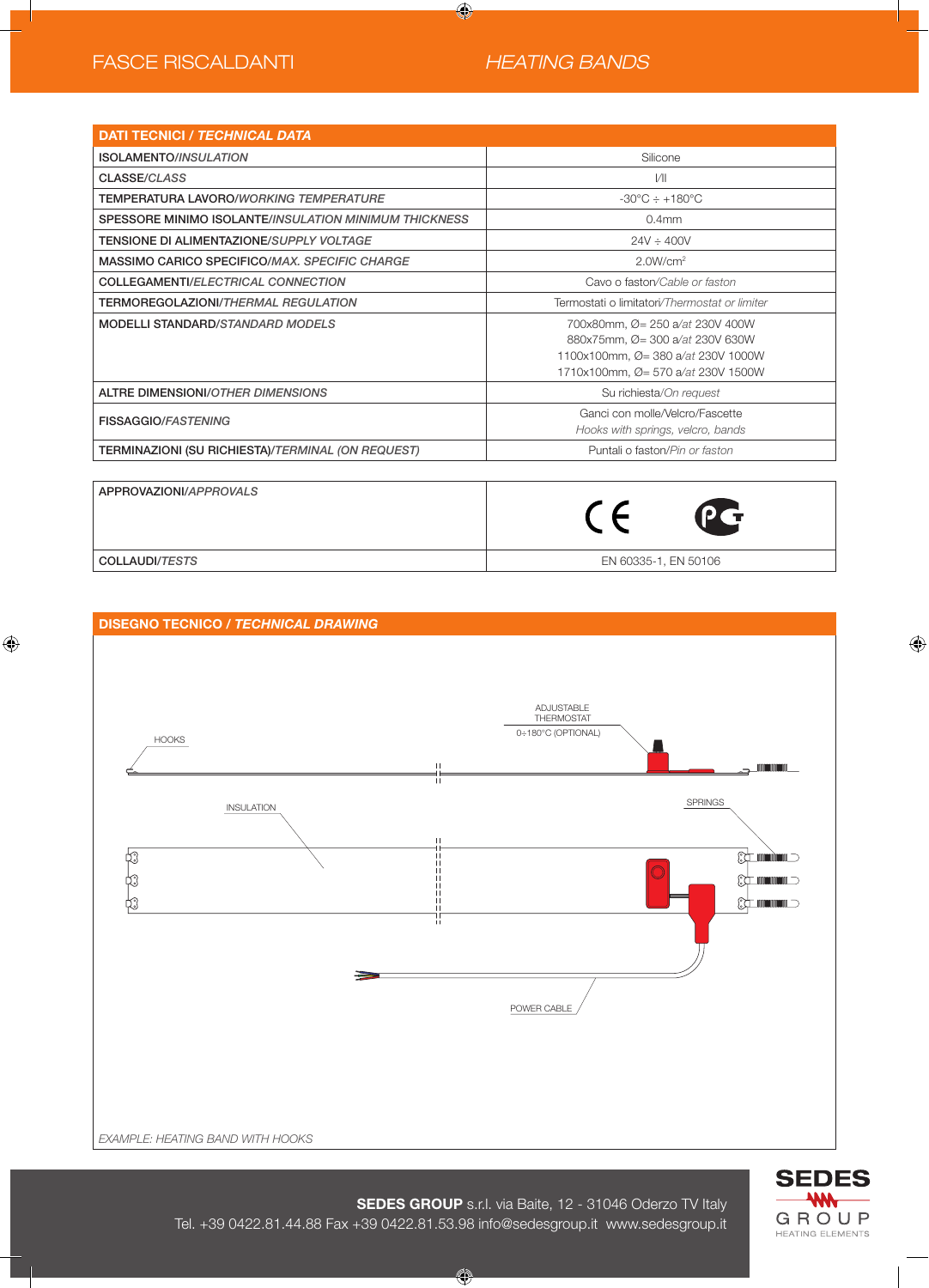# FASCE RISCALDANTI *HEATING BANDS*

| DATI TECNICI / *TECHNICAL DATA* | |
|---|---|
| ISOLAMENTO/*INSULATION* | Silicone |
| CLASSE/*CLASS* | I/II |
| TEMPERATURA LAVORO/*WORKING TEMPERATURE* | -30°C ÷ +180°C |
| SPESSORE MINIMO ISOLANTE/*INSULATION MINIMUM THICKNESS* | 0.4mm |
| TENSIONE DI ALIMENTAZIONE/*SUPPLY VOLTAGE* | 24V ÷ 400V |
| MASSIMO CARICO SPECIFICO/*MAX. SPECIFIC CHARGE* | 2.0W/cm² |
| COLLEGAMENTI/*ELECTRICAL CONNECTION* | Cavo o faston/*Cable or faston* |
| TERMOREGOLAZIONI/*THERMAL REGULATION* | Termostati o limitatori/*Thermostat or limiter* |
| MODELLI STANDARD/*STANDARD MODELS* | 700x80mm, Ø= 250 a/*at* 230V 400W<br>880x75mm, Ø= 300 a/*at* 230V 630W<br>1100x100mm, Ø= 380 a/*at* 230V 1000W<br>1710x100mm, Ø= 570 a/*at* 230V 1500W |
| ALTRE DIMENSIONI/*OTHER DIMENSIONS* | Su richiesta/*On request* |
| FISSAGGIO/*FASTENING* | Ganci con molle/Velcro/Fascette<br>*Hooks with springs, velcro, bands* |
| TERMINAZIONI (SU RICHIESTA)/*TERMINAL (ON REQUEST)* | Puntali o faston/*Pin or faston* |

| | |
|---|---|
| APPROVAZIONI/*APPROVALS* | CE, PCT |
| COLLAUDI/*TESTS* | EN 60335-1, EN 50106 |

## DISEGNO TECNICO / *TECHNICAL DRAWING*

ADJUSTABLE THERMOSTAT
0÷180°C (OPTIONAL)
HOOKS
INSULATION
SPRINGS
POWER CABLE

*EXAMPLE: HEATING BAND WITH HOOKS*

**SEDES GROUP** s.r.l. via Baite, 12 - 31046 Oderzo TV Italy
Tel. +39 0422.81.44.88 Fax +39 0422.81.53.98 info@sedesgroup.it www.sedesgroup.it

SEDES GROUP HEATING ELEMENTS